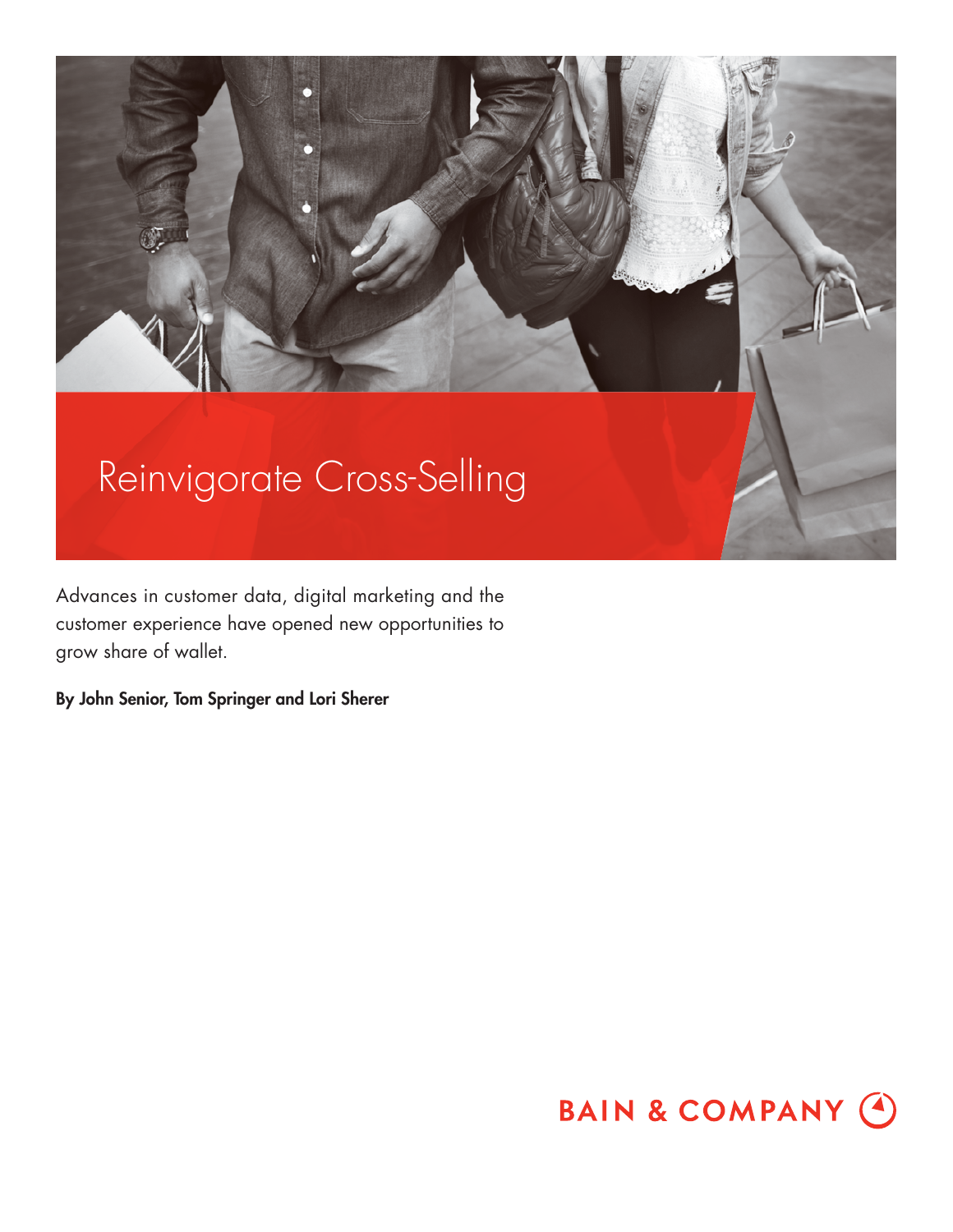# Reinvigorate Cross-Selling

Advances in customer data, digital marketing and the customer experience have opened new opportunities to grow share of wallet.

**By John Senior, Tom Springer and Lori Sherer**

BAIN & COMPANY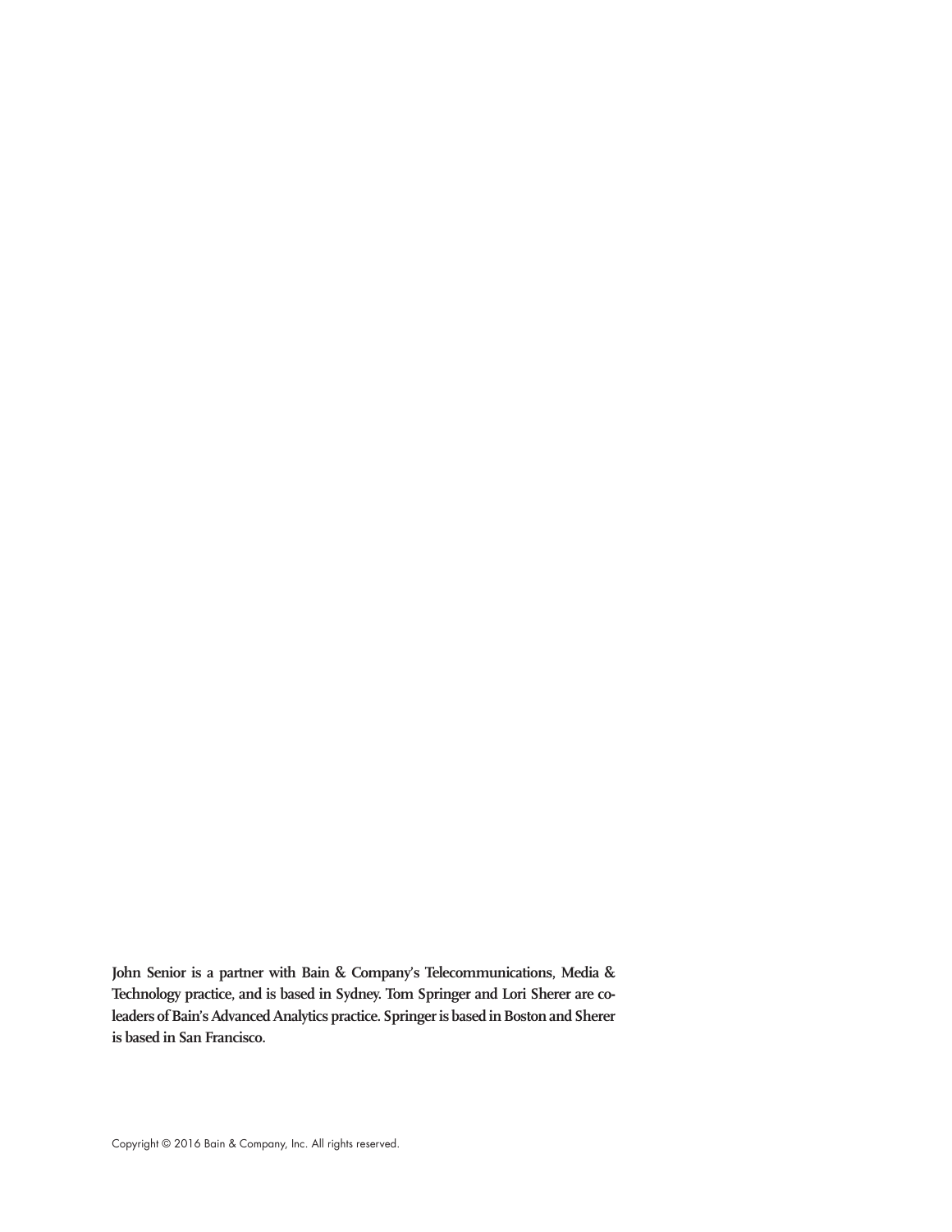**John Senior is a partner with Bain & Company's Telecommunications, Media & Technology practice, and is based in Sydney. Tom Springer and Lori Sherer are co-leaders of Bain's Advanced Analytics practice. Springer is based in Boston and Sherer is based in San Francisco.**

Copyright © 2016 Bain & Company, Inc. All rights reserved.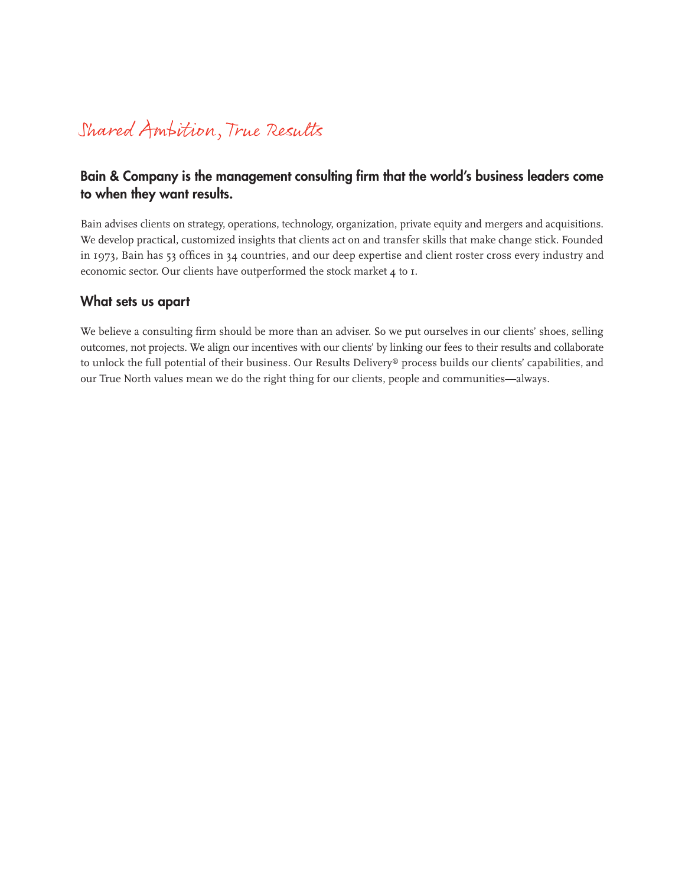# Shared Ambition, True Results

## Bain & Company is the management consulting firm that the world's business leaders come to when they want results.

Bain advises clients on strategy, operations, technology, organization, private equity and mergers and acquisitions. We develop practical, customized insights that clients act on and transfer skills that make change stick. Founded in 1973, Bain has 53 offices in 34 countries, and our deep expertise and client roster cross every industry and economic sector. Our clients have outperformed the stock market 4 to 1.

## What sets us apart

We believe a consulting firm should be more than an adviser. So we put ourselves in our clients' shoes, selling outcomes, not projects. We align our incentives with our clients' by linking our fees to their results and collaborate to unlock the full potential of their business. Our Results Delivery® process builds our clients' capabilities, and our True North values mean we do the right thing for our clients, people and communities—always.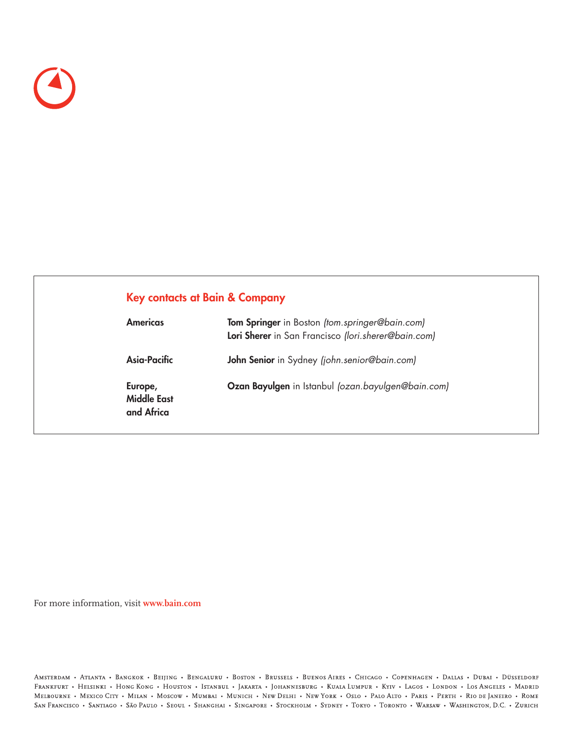## Key contacts at Bain & Company

| | |
|---|---|
| **Americas** | **Tom Springer** in Boston *(tom.springer@bain.com)*<br>**Lori Sherer** in San Francisco *(lori.sherer@bain.com)* |
| **Asia-Pacific** | **John Senior** in Sydney *(john.senior@bain.com)* |
| **Europe, Middle East and Africa** | **Ozan Bayulgen** in Istanbul *(ozan.bayulgen@bain.com)* |

For more information, visit **www.bain.com**

Amsterdam • Atlanta • Bangkok • Beijing • Bengaluru • Boston • Brussels • Buenos Aires • Chicago • Copenhagen • Dallas • Dubai • Düsseldorf
Frankfurt • Helsinki • Hong Kong • Houston • Istanbul • Jakarta • Johannesburg • Kuala Lumpur • Kyiv • Lagos • London • Los Angeles • Madrid
Melbourne • Mexico City • Milan • Moscow • Mumbai • Munich • New Delhi • New York • Oslo • Palo Alto • Paris • Perth • Rio de Janeiro • Rome
San Francisco • Santiago • São Paulo • Seoul • Shanghai • Singapore • Stockholm • Sydney • Tokyo • Toronto • Warsaw • Washington, D.C. • Zurich